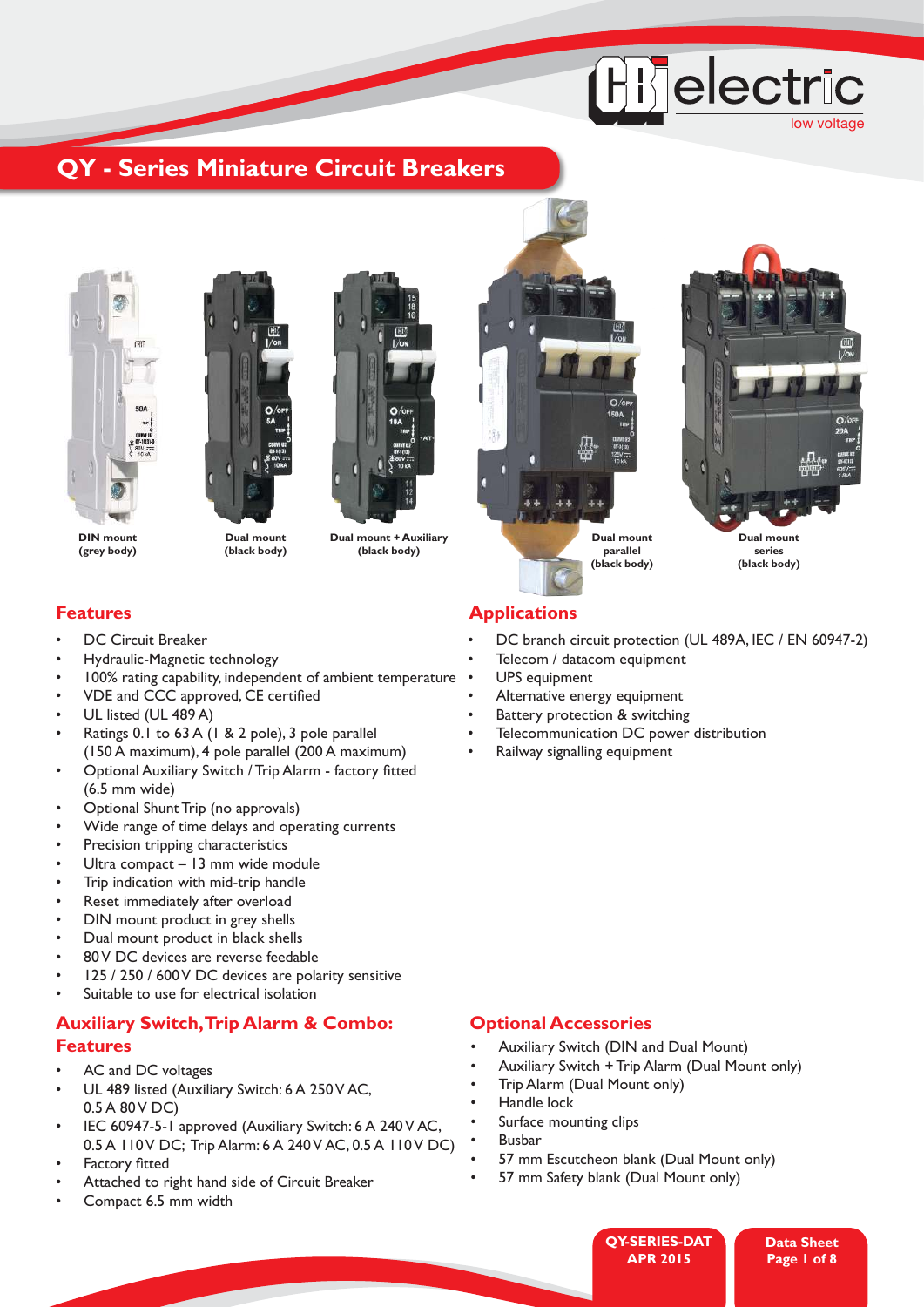# QY - Series Miniature Circuit Breakers

DIN mount (grey body)

Dual mount (black body)

Dual mount + Auxiliary (black body)

Dual mount parallel (black body)

Dual mount series (black body)

## Features

- DC Circuit Breaker
- Hydraulic-Magnetic technology
- 100% rating capability, independent of ambient temperature
- VDE and CCC approved, CE certified
- UL listed (UL 489 A)
- Ratings 0.1 to 63 A (1 & 2 pole), 3 pole parallel (150 A maximum), 4 pole parallel (200 A maximum)
- Optional Auxiliary Switch / Trip Alarm - factory fitted (6.5 mm wide)
- Optional Shunt Trip (no approvals)
- Wide range of time delays and operating currents
- Precision tripping characteristics
- Ultra compact – 13 mm wide module
- Trip indication with mid-trip handle
- Reset immediately after overload
- DIN mount product in grey shells
- Dual mount product in black shells
- 80 V DC devices are reverse feedable
- 125 / 250 / 600 V DC devices are polarity sensitive
- Suitable to use for electrical isolation

## Applications

- DC branch circuit protection (UL 489A, IEC / EN 60947-2)
- Telecom / datacom equipment
- UPS equipment
- Alternative energy equipment
- Battery protection & switching
- Telecommunication DC power distribution
- Railway signalling equipment

## Auxiliary Switch, Trip Alarm & Combo: Features

- AC and DC voltages
- UL 489 listed (Auxiliary Switch: 6 A 250 V AC, 0.5 A 80 V DC)
- IEC 60947-5-1 approved (Auxiliary Switch: 6 A 240 V AC, 0.5 A 110 V DC; Trip Alarm: 6 A 240 V AC, 0.5 A 110 V DC)
- Factory fitted
- Attached to right hand side of Circuit Breaker
- Compact 6.5 mm width

## Optional Accessories

- Auxiliary Switch (DIN and Dual Mount)
- Auxiliary Switch + Trip Alarm (Dual Mount only)
- Trip Alarm (Dual Mount only)
- Handle lock
- Surface mounting clips
- Busbar
- 57 mm Escutcheon blank (Dual Mount only)
- 57 mm Safety blank (Dual Mount only)

QY-SERIES-DAT APR 2015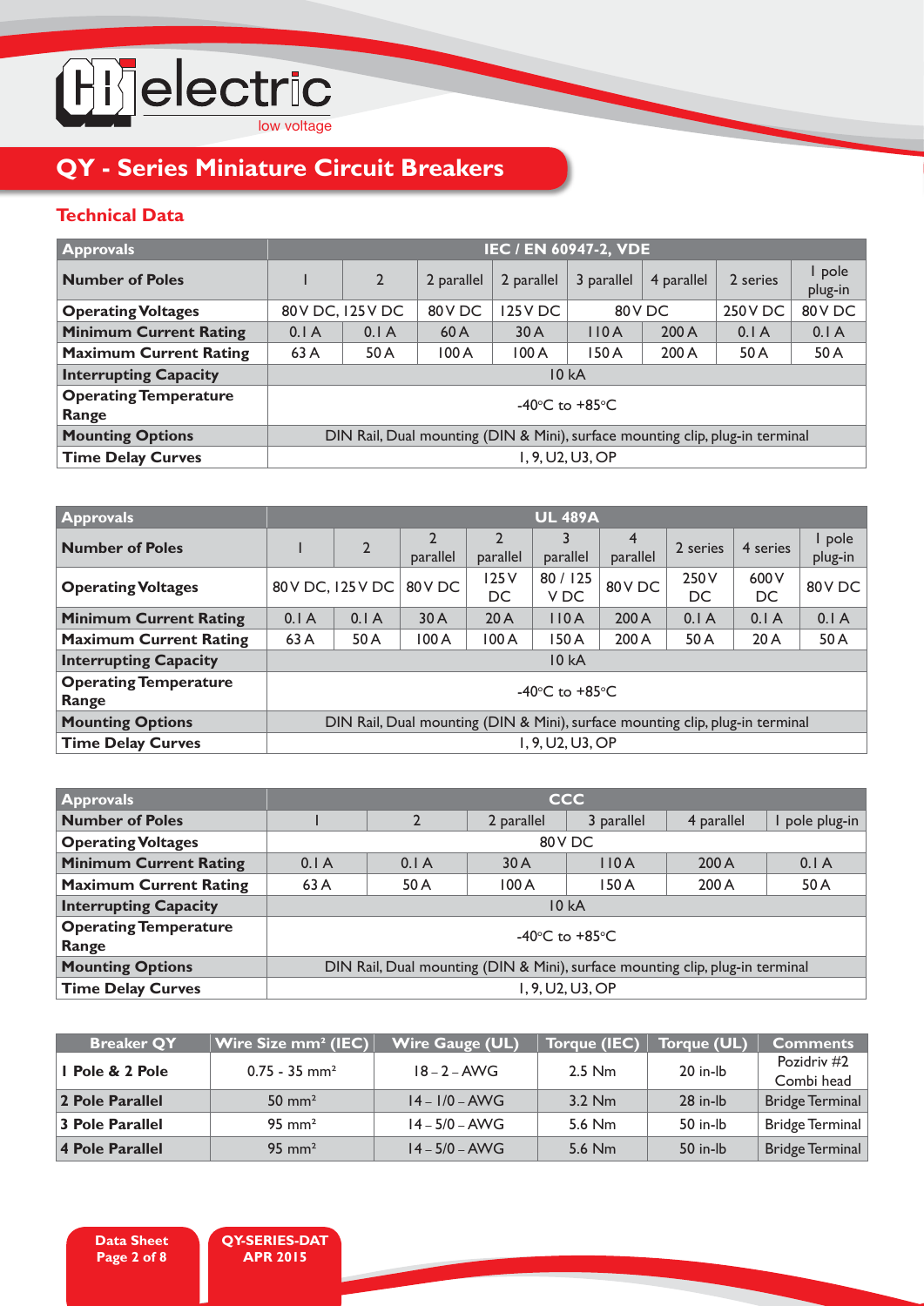# QY - Series Miniature Circuit Breakers

## Technical Data

| Approvals | IEC / EN 60947-2, VDE | | | | | | | |
|---|---|---|---|---|---|---|---|---|
| **Number of Poles** | 1 | 2 | 2 parallel | 2 parallel | 3 parallel | 4 parallel | 2 series | 1 pole plug-in |
| **Operating Voltages** | 80 V DC, 125 V DC | | 80 V DC | 125 V DC | 80 V DC | | 250 V DC | 80 V DC |
| **Minimum Current Rating** | 0.1 A | 0.1 A | 60 A | 30 A | 110 A | 200 A | 0.1 A | 0.1 A |
| **Maximum Current Rating** | 63 A | 50 A | 100 A | 100 A | 150 A | 200 A | 50 A | 50 A |
| **Interrupting Capacity** | 10 kA | | | | | | | |
| **Operating Temperature Range** | -40°C to +85°C | | | | | | | |
| **Mounting Options** | DIN Rail, Dual mounting (DIN & Mini), surface mounting clip, plug-in terminal | | | | | | | |
| **Time Delay Curves** | 1, 9, U2, U3, OP | | | | | | | |

| Approvals | UL 489A | | | | | | | | |
|---|---|---|---|---|---|---|---|---|---|
| **Number of Poles** | 1 | 2 | 2 parallel | 2 parallel | 3 parallel | 4 parallel | 2 series | 4 series | 1 pole plug-in |
| **Operating Voltages** | 80 V DC, 125 V DC | | 80 V DC | 125 V DC | 80 / 125 V DC | 80 V DC | 250 V DC | 600 V DC | 80 V DC |
| **Minimum Current Rating** | 0.1 A | 0.1 A | 30 A | 20 A | 110 A | 200 A | 0.1 A | 0.1 A | 0.1 A |
| **Maximum Current Rating** | 63 A | 50 A | 100 A | 100 A | 150 A | 200 A | 50 A | 20 A | 50 A |
| **Interrupting Capacity** | 10 kA | | | | | | | | |
| **Operating Temperature Range** | -40°C to +85°C | | | | | | | | |
| **Mounting Options** | DIN Rail, Dual mounting (DIN & Mini), surface mounting clip, plug-in terminal | | | | | | | | |
| **Time Delay Curves** | 1, 9, U2, U3, OP | | | | | | | | |

| Approvals | CCC | | | | | |
|---|---|---|---|---|---|---|
| **Number of Poles** | 1 | 2 | 2 parallel | 3 parallel | 4 parallel | 1 pole plug-in |
| **Operating Voltages** | 80 V DC | | | | | |
| **Minimum Current Rating** | 0.1 A | 0.1 A | 30 A | 110 A | 200 A | 0.1 A |
| **Maximum Current Rating** | 63 A | 50 A | 100 A | 150 A | 200 A | 50 A |
| **Interrupting Capacity** | 10 kA | | | | | |
| **Operating Temperature Range** | -40°C to +85°C | | | | | |
| **Mounting Options** | DIN Rail, Dual mounting (DIN & Mini), surface mounting clip, plug-in terminal | | | | | |
| **Time Delay Curves** | 1, 9, U2, U3, OP | | | | | |

| Breaker QY | Wire Size mm² (IEC) | Wire Gauge (UL) | Torque (IEC) | Torque (UL) | Comments |
|---|---|---|---|---|---|
| **1 Pole & 2 Pole** | 0.75 - 35 mm² | 18 – 2 – AWG | 2.5 Nm | 20 in-lb | Pozidriv #2 Combi head |
| **2 Pole Parallel** | 50 mm² | 14 – 1/0 – AWG | 3.2 Nm | 28 in-lb | Bridge Terminal |
| **3 Pole Parallel** | 95 mm² | 14 – 5/0 – AWG | 5.6 Nm | 50 in-lb | Bridge Terminal |
| **4 Pole Parallel** | 95 mm² | 14 – 5/0 – AWG | 5.6 Nm | 50 in-lb | Bridge Terminal |

Data Sheet
QY-SERIES-DAT APR 2015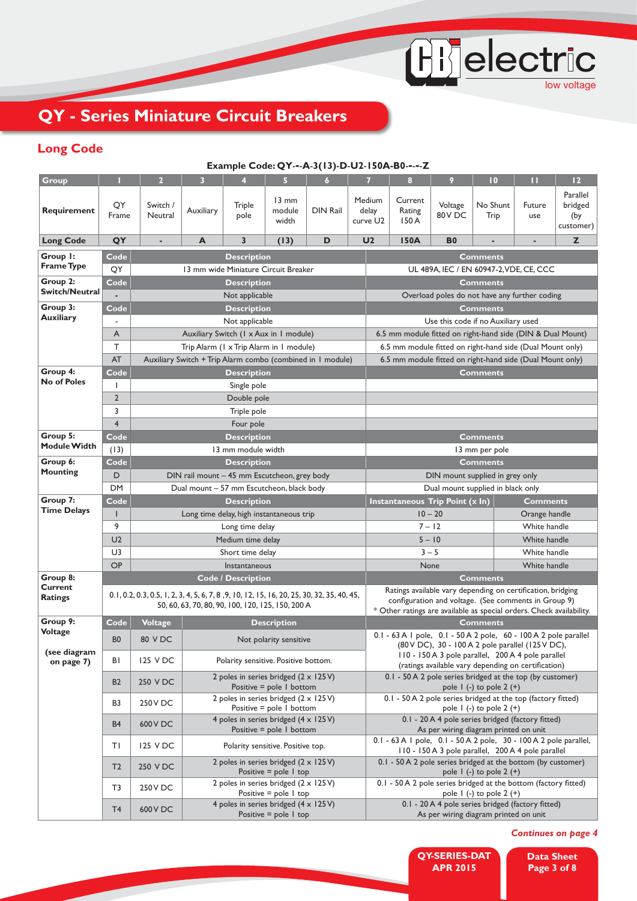# QY - Series Miniature Circuit Breakers

## Long Code

**Example Code: QY--A-3(13)-D-U2-150A-B0--–-Z**

| Group | 1 | 2 | 3 | 4 | 5 | 6 | 7 | 8 | 9 | 10 | 11 | 12 |
|---|---|---|---|---|---|---|---|---|---|---|---|---|
| Requirement | QY Frame | Switch / Neutral | Auxiliary | Triple pole | 13 mm module width | DIN Rail | Medium delay curve U2 | Current Rating 150 A | Voltage 80 V DC | No Shunt Trip | Future use | Parallel bridged (by customer) |
| Long Code | QY | - | A | 3 | (13) | D | U2 | 150A | B0 | - | - | Z |

| Group | Code | Description | Comments |
|---|---|---|---|
| **Group 1: Frame Type** | **Code** | **Description** | **Comments** |
| | QY | 13 mm wide Miniature Circuit Breaker | UL 489A, IEC / EN 60947-2, VDE, CE, CCC |
| **Group 2: Switch/Neutral** | **Code** | **Description** | **Comments** |
| | - | Not applicable | Overload poles do not have any further coding |
| **Group 3: Auxiliary** | **Code** | **Description** | **Comments** |
| | - | Not applicable | Use this code if no Auxiliary used |
| | A | Auxiliary Switch (1 x Aux in 1 module) | 6.5 mm module fitted on right-hand side (DIN & Dual Mount) |
| | T | Trip Alarm (1 x Trip Alarm in 1 module) | 6.5 mm module fitted on right-hand side (Dual Mount only) |
| | AT | Auxiliary Switch + Trip Alarm combo (combined in 1 module) | 6.5 mm module fitted on right-hand side (Dual Mount only) |
| **Group 4: No of Poles** | **Code** | **Description** | **Comments** |
| | 1 | Single pole | |
| | 2 | Double pole | |
| | 3 | Triple pole | |
| | 4 | Four pole | |
| **Group 5: Module Width** | **Code** | **Description** | **Comments** |
| | (13) | 13 mm module width | 13 mm per pole |
| **Group 6: Mounting** | **Code** | **Description** | **Comments** |
| | D | DIN rail mount – 45 mm Escutcheon, grey body | DIN mount supplied in grey only |
| | DM | Dual mount – 57 mm Escutcheon, black body | Dual mount supplied in black only |

| Group | Code | Description | Instantaneous Trip Point (x In) | Comments |
|---|---|---|---|---|
| **Group 7: Time Delays** | 1 | Long time delay, high instantaneous trip | 10 – 20 | Orange handle |
| | 9 | Long time delay | 7 – 12 | White handle |
| | U2 | Medium time delay | 5 – 10 | White handle |
| | U3 | Short time delay | 3 – 5 | White handle |
| | OP | Instantaneous | None | White handle |

| Group | Code / Description | Comments |
|---|---|---|
| **Group 8: Current Ratings** | 0.1, 0.2, 0.3, 0.5, 1, 2, 3, 4, 5, 6, 7, 8 ,9, 10, 12, 15, 16, 20, 25, 30, 32, 35, 40, 45, 50, 60, 63, 70, 80, 90, 100, 120, 125, 150, 200 A | Ratings available vary depending on certification, bridging configuration and voltage. (See comments in Group 9) * Other ratings are available as special orders. Check availability. |

| Group | Code | Voltage | Description | Comments |
|---|---|---|---|---|
| **Group 9: Voltage** (see diagram on page 7) | B0 | 80 V DC | Not polarity sensitive | 0.1 - 63 A 1 pole, 0.1 - 50 A 2 pole, 60 - 100 A 2 pole parallel (80 V DC), 30 - 100 A 2 pole parallel (125 V DC), 110 - 150 A 3 pole parallel, 200 A 4 pole parallel (ratings available vary depending on certification) |
| | B1 | 125 V DC | Polarity sensitive. Positive bottom. | |
| | B2 | 250 V DC | 2 poles in series bridged (2 x 125 V) Positive = pole 1 bottom | 0.1 - 50 A 2 pole series bridged at the top (by customer) pole 1 (-) to pole 2 (+) |
| | B3 | 250 V DC | 2 poles in series bridged (2 x 125 V) Positive = pole 1 bottom | 0.1 - 50 A 2 pole series bridged at the top (factory fitted) pole 1 (-) to pole 2 (+) |
| | B4 | 600 V DC | 4 poles in series bridged (4 x 125 V) Positive = pole 1 bottom | 0.1 - 20 A 4 pole series bridged (factory fitted) As per wiring diagram printed on unit |
| | T1 | 125 V DC | Polarity sensitive. Positive top. | 0.1 - 63 A 1 pole, 0.1 - 50 A 2 pole, 30 - 100 A 2 pole parallel, 110 - 150 A 3 pole parallel, 200 A 4 pole parallel |
| | T2 | 250 V DC | 2 poles in series bridged (2 x 125 V) Positive = pole 1 top | 0.1 - 50 A 2 pole series bridged at the bottom (by customer) pole 1 (-) to pole 2 (+) |
| | T3 | 250 V DC | 2 poles in series bridged (2 x 125 V) Positive = pole 1 top | 0.1 - 50 A 2 pole series bridged at the bottom (factory fitted) pole 1 (-) to pole 2 (+) |
| | T4 | 600 V DC | 4 poles in series bridged (4 x 125 V) Positive = pole 1 top | 0.1 - 20 A 4 pole series bridged (factory fitted) As per wiring diagram printed on unit |

*Continues on page 4*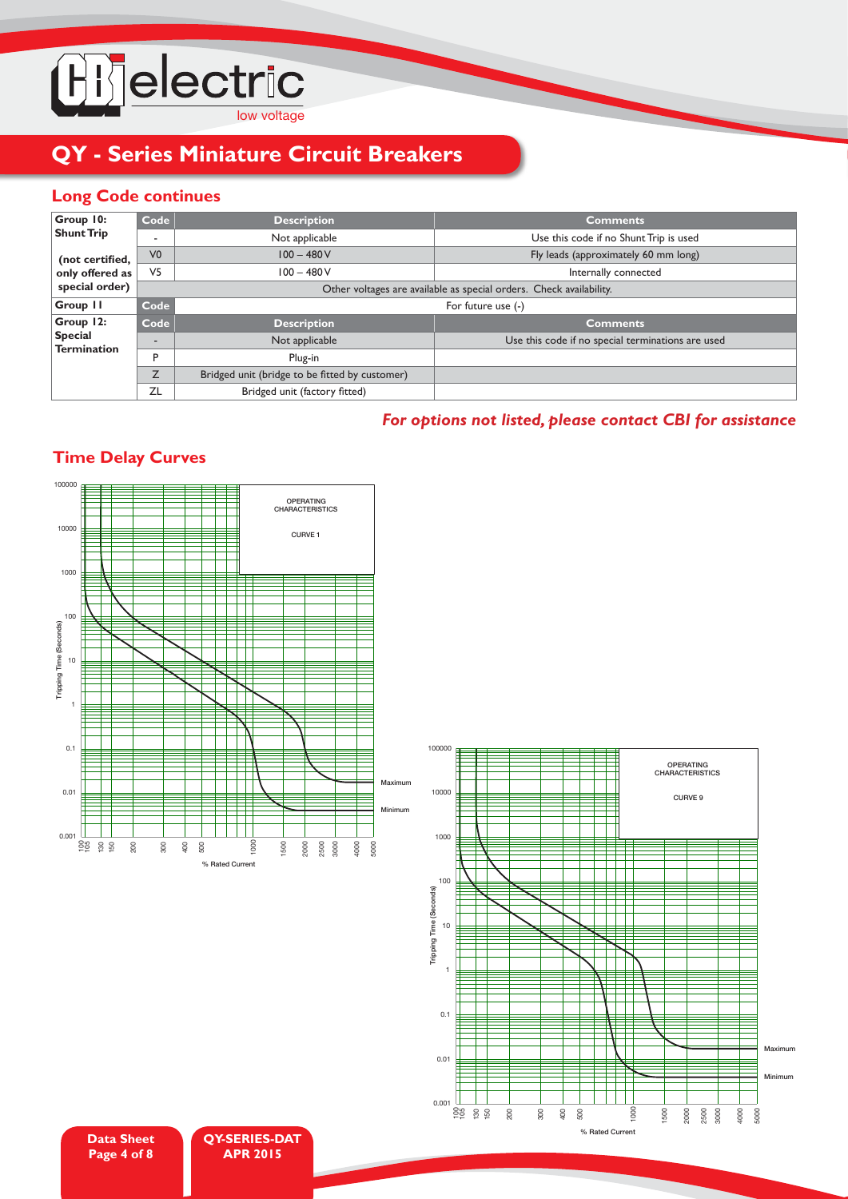# QY - Series Miniature Circuit Breakers

## Long Code continues

| Group 10: Shunt Trip (not certified, only offered as special order) | Code | Description | Comments |
|---|---|---|---|
| | - | Not applicable | Use this code if no Shunt Trip is used |
| | V0 | 100 – 480 V | Fly leads (approximately 60 mm long) |
| | V5 | 100 – 480 V | Internally connected |
| | Other voltages are available as special orders. Check availability. | | |
| **Group 11** | Code | For future use (-) | |
| **Group 12: Special Termination** | Code | Description | Comments |
| | - | Not applicable | Use this code if no special terminations are used |
| | P | Plug-in | |
| | Z | Bridged unit (bridge to be fitted by customer) | |
| | ZL | Bridged unit (factory fitted) | |

***For options not listed, please contact CBI for assistance***

## Time Delay Curves

OPERATING CHARACTERISTICS

CURVE 1

Tripping Time (Seconds) vs % Rated Current — Maximum, Minimum

OPERATING CHARACTERISTICS

CURVE 9

Tripping Time (Seconds) vs % Rated Current — Maximum, Minimum

Data Sheet

QY-SERIES-DAT APR 2015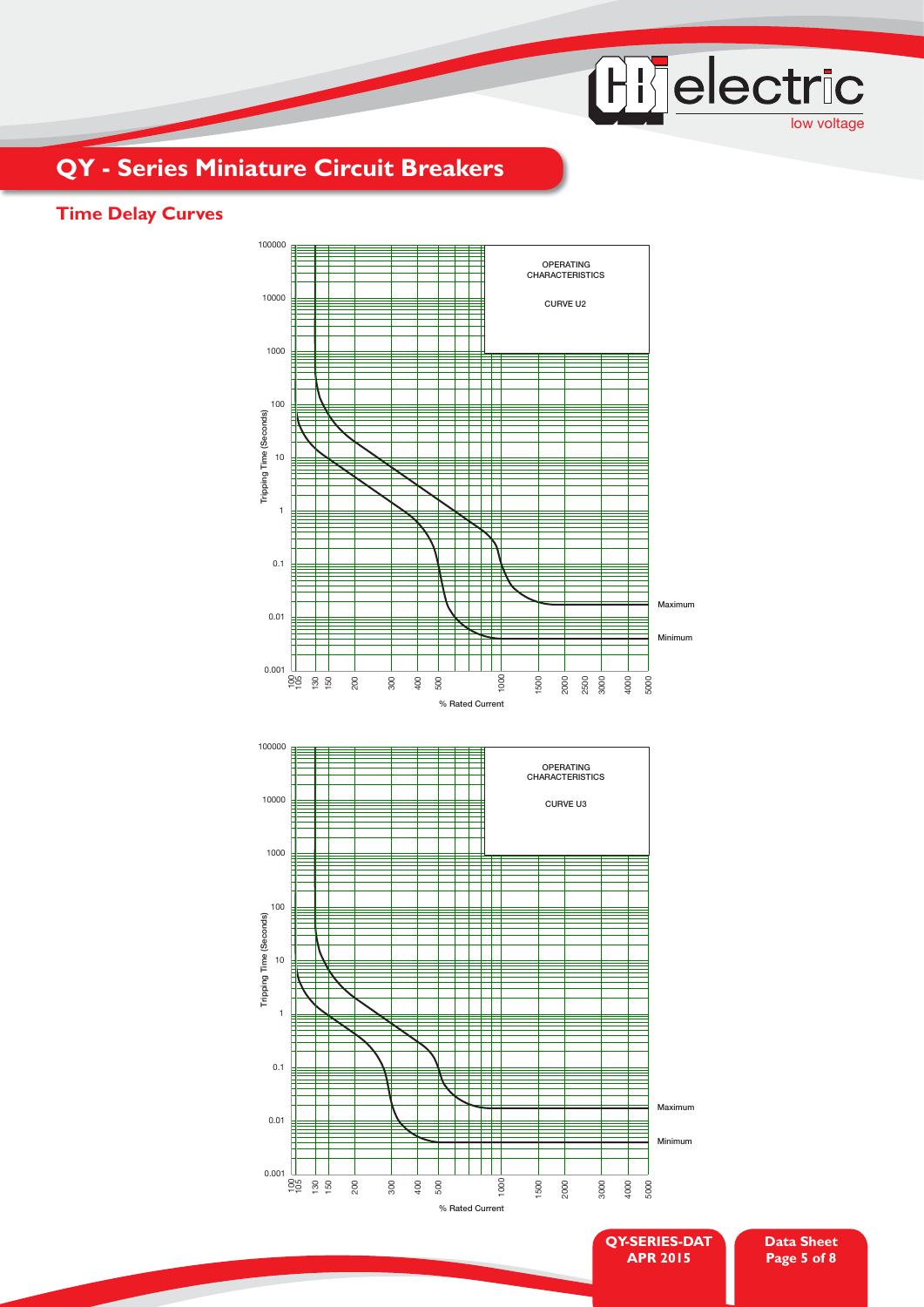# QY - Series Miniature Circuit Breakers

## Time Delay Curves

OPERATING CHARACTERISTICS

CURVE U2

Tripping Time (Seconds)

100000
10000
1000
100
10
1
0.1
0.01
0.001

Maximum

Minimum

100 105 130 150 200 300 400 500 1000 1500 2000 2500 3000 4000 5000

% Rated Current

OPERATING CHARACTERISTICS

CURVE U3

Tripping Time (Seconds)

100000
10000
1000
100
10
1
0.1
0.01
0.001

Maximum

Minimum

100 105 130 150 200 300 400 500 1000 1500 2000 3000 4000 5000

% Rated Current

QY-SERIES-DAT
APR 2015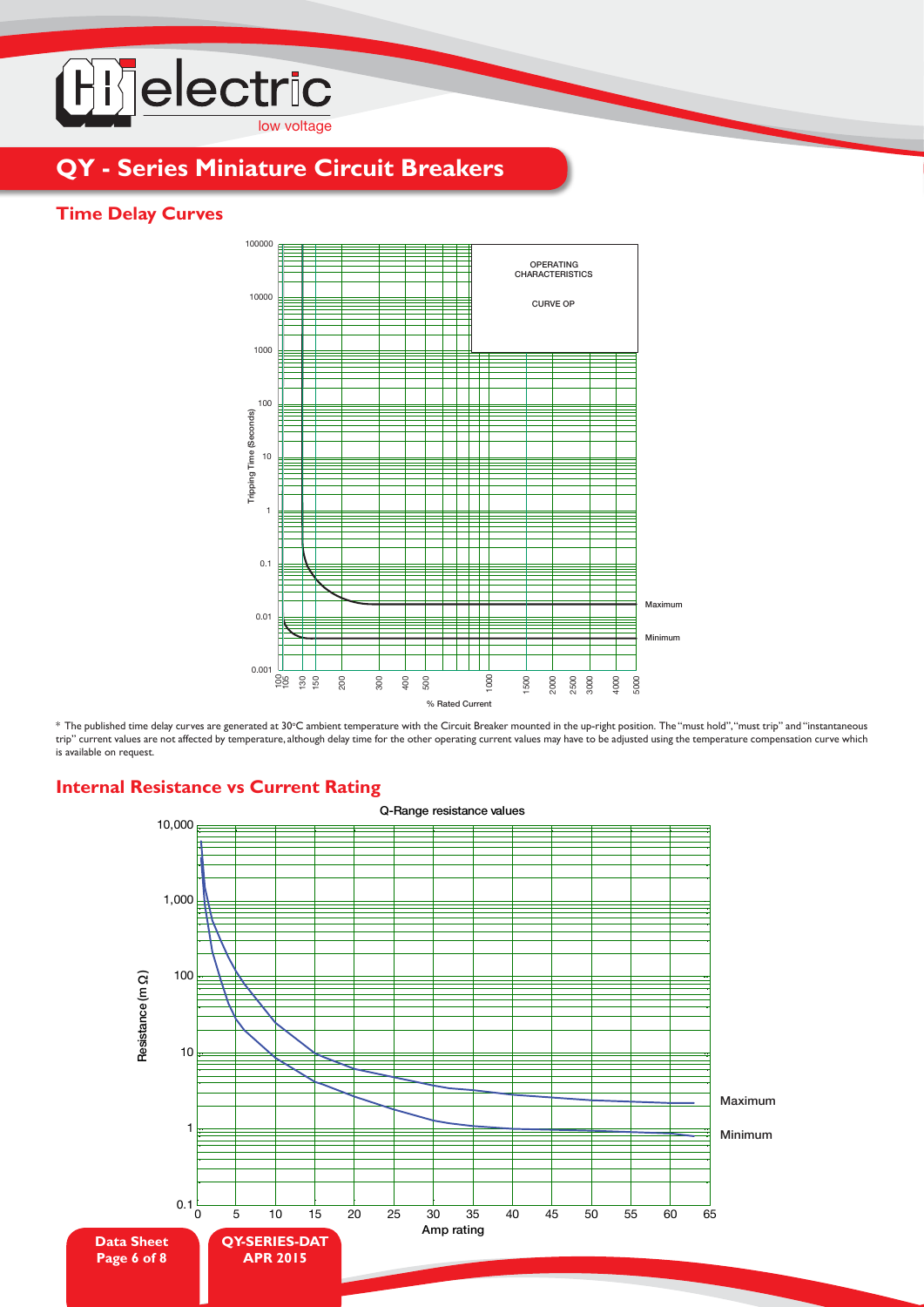# QY - Series Miniature Circuit Breakers

## Time Delay Curves

OPERATING CHARACTERISTICS

CURVE OP

Tripping Time (Seconds): 100000, 10000, 1000, 100, 10, 1, 0.1, 0.01, 0.001

% Rated Current: 100, 105, 130, 150, 200, 300, 400, 500, 1000, 1500, 2000, 2500, 3000, 4000, 5000

Maximum

Minimum

* The published time delay curves are generated at 30ºC ambient temperature with the Circuit Breaker mounted in the up-right position. The "must hold", "must trip" and "instantaneous trip" current values are not affected by temperature, although delay time for the other operating current values may have to be adjusted using the temperature compensation curve which is available on request.

## Internal Resistance vs Current Rating

Q-Range resistance values

Resistance (m Ω): 10,000, 1,000, 100, 10, 1, 0.1

Amp rating: 0, 5, 10, 15, 20, 25, 30, 35, 40, 45, 50, 55, 60, 65

Maximum

Minimum

Data Sheet

QY-SERIES-DAT APR 2015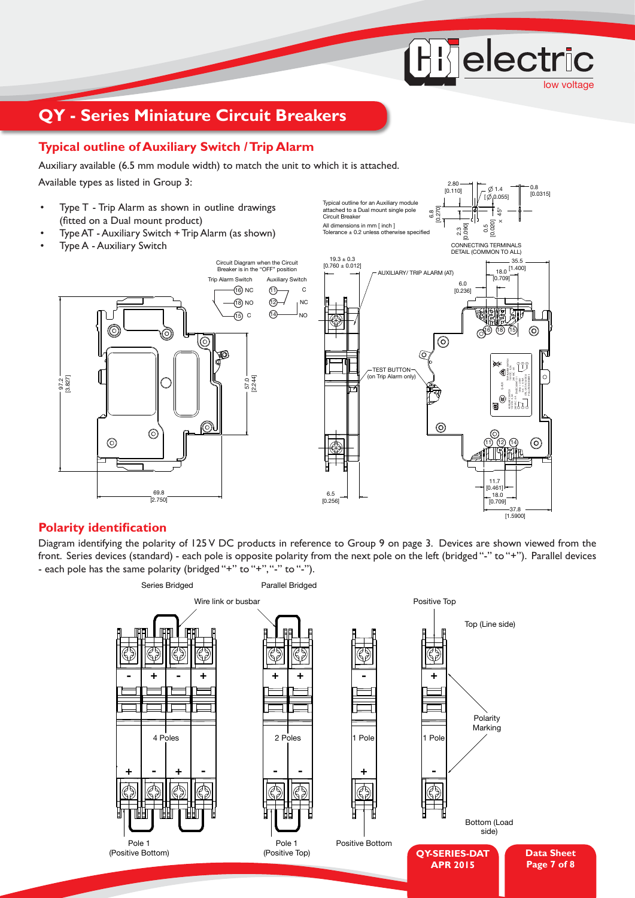# QY - Series Miniature Circuit Breakers

## Typical outline of Auxiliary Switch / Trip Alarm

Auxiliary available (6.5 mm module width) to match the unit to which it is attached.

Available types as listed in Group 3:

- Type T - Trip Alarm as shown in outline drawings (fitted on a Dual mount product)
- Type AT - Auxiliary Switch + Trip Alarm (as shown)
- Type A - Auxiliary Switch

Typical outline for an Auxiliary module attached to a Dual mount single pole Circuit Breaker

All dimensions in mm [ inch ]
Tolerance ± 0.2 unless otherwise specified

CONNECTING TERMINALS DETAIL (COMMON TO ALL)

Circuit Diagram when the Circuit Breaker is in the "OFF" position

Trip Alarm Switch: 16 NC, 18 NO, 15 C

Auxiliary Switch: 11 C, 12 NC, 14 NO

AUXILIARY/ TRIP ALARM (AT)

TEST BUTTON (on Trip Alarm only)

## Polarity identification

Diagram identifying the polarity of 125 V DC products in reference to Group 9 on page 3. Devices are shown viewed from the front. Series devices (standard) - each pole is opposite polarity from the next pole on the left (bridged "-" to "+"). Parallel devices - each pole has the same polarity (bridged "+" to "+", "-" to "-").

Series Bridged — 4 Poles — Pole 1 (Positive Bottom)

Parallel Bridged — 2 Poles — Pole 1 (Positive Top)

Wire link or busbar

1 Pole — Positive Bottom

1 Pole — Positive Top

Top (Line side)

Polarity Marking

Bottom (Load side)

QY-SERIES-DAT APR 2015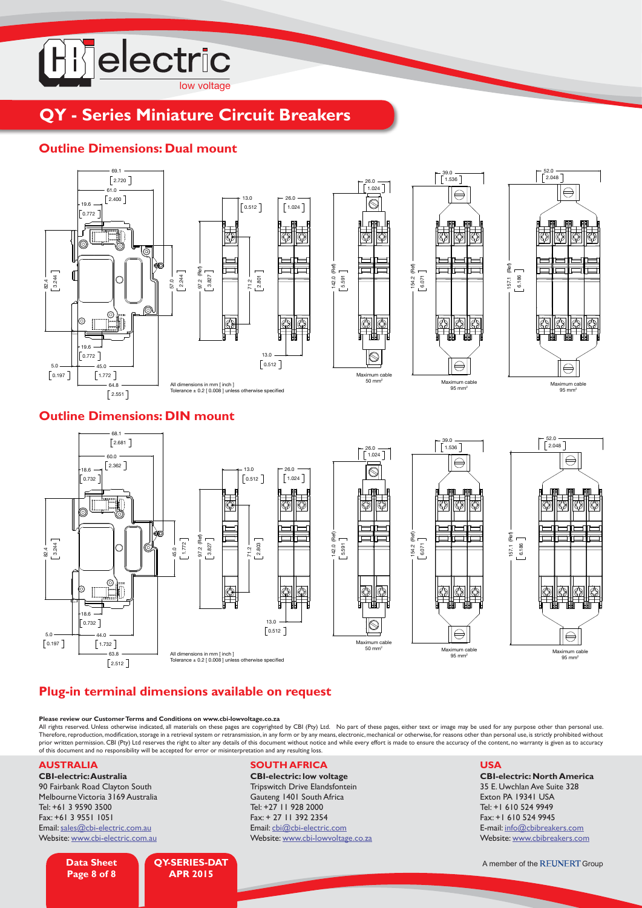# QY - Series Miniature Circuit Breakers

## Outline Dimensions: Dual mount

69.1
[ 2.720 ]
61.0
[ 2.400 ]
19.6
[ 0.772 ]
82.4
[ 3.244 ]
57.0
[ 2.244 ]
19.6
[ 0.772 ]
5.0
[ 0.197 ]
45.0
[ 1.772 ]
64.8
[ 2.551 ]

13.0
[ 0.512 ]
97.2 (Ref)
[ 3.827 ]
26.0
[ 1.024 ]
71.2
[ 2.801 ]
13.0
[ 0.512 ]

26.0
[ 1.024 ]
142.0 (Ref)
[ 5.591 ]
Maximum cable
50 mm²

39.0
[ 1.536 ]
154.2 (Ref)
[ 6.071 ]
Maximum cable
95 mm²

52.0
[ 2.048 ]
157.1 (Ref)
[ 6.186 ]
Maximum cable
95 mm²

All dimensions in mm [ inch ]
Tolerance ± 0.2 [ 0.008 ] unless otherwise specified

## Outline Dimensions: DIN mount

68.1
[ 2.681 ]
60.0
[ 2.362 ]
18.6
[ 0.732 ]
82.4
[ 3.244 ]
45.0
[ 1.772 ]
18.6
[ 0.732 ]
5.0
[ 0.197 ]
44.0
[ 1.732 ]
63.8
[ 2.512 ]

13.0
[ 0.512 ]
97.2 (Ref)
[ 3.827 ]
26.0
[ 1.024 ]
71.2
[ 2.803 ]
13.0
[ 0.512 ]

26.0
[ 1.024 ]
142.0 (Ref)
[ 5.591 ]
Maximum cable
50 mm²

39.0
[ 1.536 ]
154.2 (Ref)
[ 6.071 ]
Maximum cable
95 mm²

52.0
[ 2.048 ]
157.1 (Ref)
[ 6.186 ]
Maximum cable
95 mm²

All dimensions in mm [ inch ]
Tolerance ± 0.2 [ 0.008 ] unless otherwise specified

## Plug-in terminal dimensions available on request

**Please review our Customer Terms and Conditions on www.cbi-lowvoltage.co.za**

All rights reserved. Unless otherwise indicated, all materials on these pages are copyrighted by CBI (Pty) Ltd. No part of these pages, either text or image may be used for any purpose other than personal use. Therefore, reproduction, modification, storage in a retrieval system or retransmission, in any form or by any means, electronic, mechanical or otherwise, for reasons other than personal use, is strictly prohibited without prior written permission. CBI (Pty) Ltd reserves the right to alter any details of this document without notice and while every effort is made to ensure the accuracy of the content, no warranty is given as to accuracy of this document and no responsibility will be accepted for error or misinterpretation and any resulting loss.

### AUSTRALIA

**CBI-electric: Australia**
90 Fairbank Road Clayton South
Melbourne Victoria 3169 Australia
Tel: +61 3 9590 3500
Fax: +61 3 9551 1051
Email: sales@cbi-electric.com.au
Website: www.cbi-electric.com.au

### SOUTH AFRICA

**CBI-electric: low voltage**
Tripswitch Drive Elandsfontein
Gauteng 1401 South Africa
Tel: +27 11 928 2000
Fax: + 27 11 392 2354
Email: cbi@cbi-electric.com
Website: www.cbi-lowvoltage.co.za

### USA

**CBI-electric: North America**
35 E. Uwchlan Ave Suite 328
Exton PA 19341 USA
Tel: +1 610 524 9949
Fax: +1 610 524 9945
E-mail: info@cbibreakers.com
Website: www.cbibreakers.com

**Data Sheet**

**QY-SERIES-DAT APR 2015**

A member of the REUNERT Group